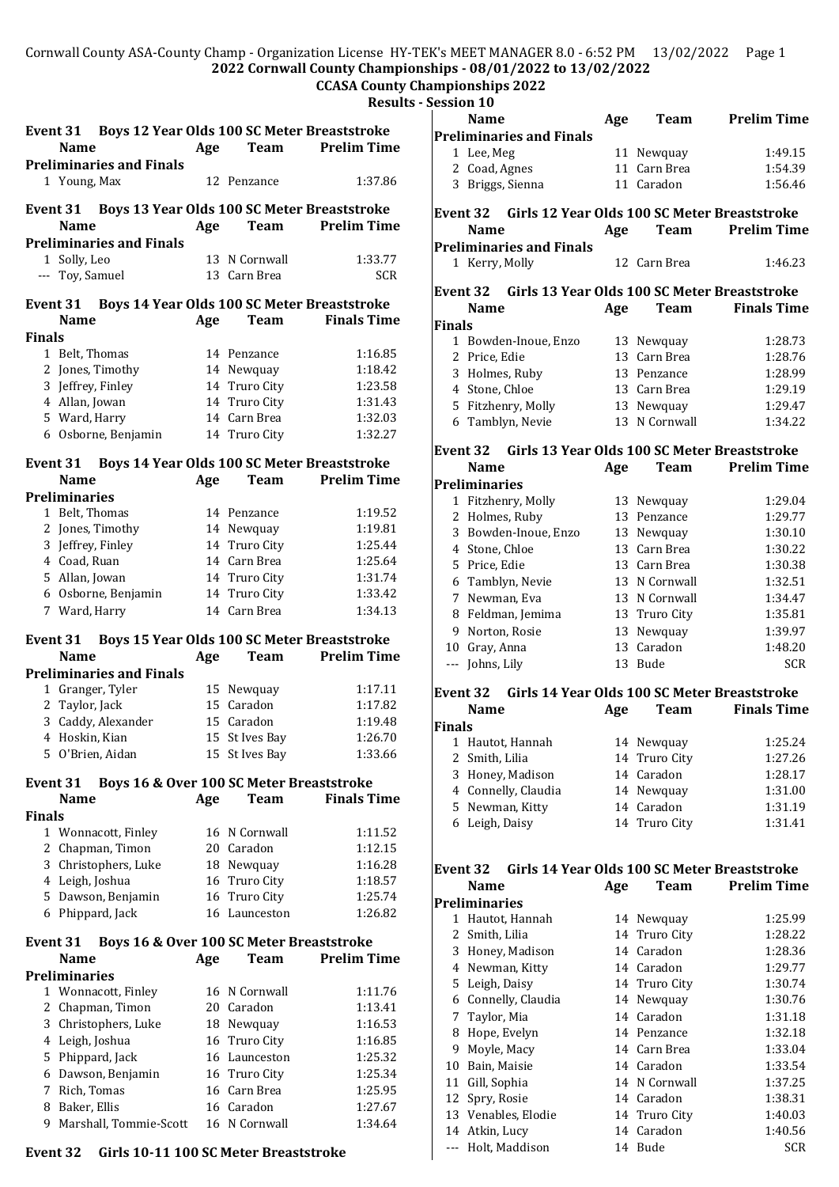Cornwall County ASA-County Champ - Organization License HY-TEK's MEET MANAGER 8.0 - 6:52 PM 13/02/2022

# 2022 Cornwall County Championships - 08/01/2022 to 13/02/2022

## CCASA County Championships 2022

### Results - Session 10

**Event 31 Boys 12 Year Olds 100 SC Meter Breaststroke**

| | Name | Age | Team | Prelim Time |
|---|---|---|---|---|
| **Preliminaries and Finals** | | | | |
| 1 | Young, Max | 12 | Penzance | 1:37.86 |

**Event 31 Boys 13 Year Olds 100 SC Meter Breaststroke**

| | Name | Age | Team | Prelim Time |
|---|---|---|---|---|
| **Preliminaries and Finals** | | | | |
| 1 | Solly, Leo | 13 | N Cornwall | 1:33.77 |
| --- | Toy, Samuel | 13 | Carn Brea | SCR |

**Event 31 Boys 14 Year Olds 100 SC Meter Breaststroke**

| | Name | Age | Team | Finals Time |
|---|---|---|---|---|
| **Finals** | | | | |
| 1 | Belt, Thomas | 14 | Penzance | 1:16.85 |
| 2 | Jones, Timothy | 14 | Newquay | 1:18.42 |
| 3 | Jeffrey, Finley | 14 | Truro City | 1:23.58 |
| 4 | Allan, Jowan | 14 | Truro City | 1:31.43 |
| 5 | Ward, Harry | 14 | Carn Brea | 1:32.03 |
| 6 | Osborne, Benjamin | 14 | Truro City | 1:32.27 |

**Event 31 Boys 14 Year Olds 100 SC Meter Breaststroke**

| | Name | Age | Team | Prelim Time |
|---|---|---|---|---|
| **Preliminaries** | | | | |
| 1 | Belt, Thomas | 14 | Penzance | 1:19.52 |
| 2 | Jones, Timothy | 14 | Newquay | 1:19.81 |
| 3 | Jeffrey, Finley | 14 | Truro City | 1:25.44 |
| 4 | Coad, Ruan | 14 | Carn Brea | 1:25.64 |
| 5 | Allan, Jowan | 14 | Truro City | 1:31.74 |
| 6 | Osborne, Benjamin | 14 | Truro City | 1:33.42 |
| 7 | Ward, Harry | 14 | Carn Brea | 1:34.13 |

**Event 31 Boys 15 Year Olds 100 SC Meter Breaststroke**

| | Name | Age | Team | Prelim Time |
|---|---|---|---|---|
| **Preliminaries and Finals** | | | | |
| 1 | Granger, Tyler | 15 | Newquay | 1:17.11 |
| 2 | Taylor, Jack | 15 | Caradon | 1:17.82 |
| 3 | Caddy, Alexander | 15 | Caradon | 1:19.48 |
| 4 | Hoskin, Kian | 15 | St Ives Bay | 1:26.70 |
| 5 | O'Brien, Aidan | 15 | St Ives Bay | 1:33.66 |

**Event 31 Boys 16 & Over 100 SC Meter Breaststroke**

| | Name | Age | Team | Finals Time |
|---|---|---|---|---|
| **Finals** | | | | |
| 1 | Wonnacott, Finley | 16 | N Cornwall | 1:11.52 |
| 2 | Chapman, Timon | 20 | Caradon | 1:12.15 |
| 3 | Christophers, Luke | 18 | Newquay | 1:16.28 |
| 4 | Leigh, Joshua | 16 | Truro City | 1:18.57 |
| 5 | Dawson, Benjamin | 16 | Truro City | 1:25.74 |
| 6 | Phippard, Jack | 16 | Launceston | 1:26.82 |

**Event 31 Boys 16 & Over 100 SC Meter Breaststroke**

| | Name | Age | Team | Prelim Time |
|---|---|---|---|---|
| **Preliminaries** | | | | |
| 1 | Wonnacott, Finley | 16 | N Cornwall | 1:11.76 |
| 2 | Chapman, Timon | 20 | Caradon | 1:13.41 |
| 3 | Christophers, Luke | 18 | Newquay | 1:16.53 |
| 4 | Leigh, Joshua | 16 | Truro City | 1:16.85 |
| 5 | Phippard, Jack | 16 | Launceston | 1:25.32 |
| 6 | Dawson, Benjamin | 16 | Truro City | 1:25.34 |
| 7 | Rich, Tomas | 16 | Carn Brea | 1:25.95 |
| 8 | Baker, Ellis | 16 | Caradon | 1:27.67 |
| 9 | Marshall, Tommie-Scott | 16 | N Cornwall | 1:34.64 |

**Event 32 Girls 10-11 100 SC Meter Breaststroke**

| | Name | Age | Team | Prelim Time |
|---|---|---|---|---|
| **Preliminaries and Finals** | | | | |
| 1 | Lee, Meg | 11 | Newquay | 1:49.15 |
| 2 | Coad, Agnes | 11 | Carn Brea | 1:54.39 |
| 3 | Briggs, Sienna | 11 | Caradon | 1:56.46 |

**Event 32 Girls 12 Year Olds 100 SC Meter Breaststroke**

| | Name | Age | Team | Prelim Time |
|---|---|---|---|---|
| **Preliminaries and Finals** | | | | |
| 1 | Kerry, Molly | 12 | Carn Brea | 1:46.23 |

**Event 32 Girls 13 Year Olds 100 SC Meter Breaststroke**

| | Name | Age | Team | Finals Time |
|---|---|---|---|---|
| **Finals** | | | | |
| 1 | Bowden-Inoue, Enzo | 13 | Newquay | 1:28.73 |
| 2 | Price, Edie | 13 | Carn Brea | 1:28.76 |
| 3 | Holmes, Ruby | 13 | Penzance | 1:28.99 |
| 4 | Stone, Chloe | 13 | Carn Brea | 1:29.19 |
| 5 | Fitzhenry, Molly | 13 | Newquay | 1:29.47 |
| 6 | Tamblyn, Nevie | 13 | N Cornwall | 1:34.22 |

**Event 32 Girls 13 Year Olds 100 SC Meter Breaststroke**

| | Name | Age | Team | Prelim Time |
|---|---|---|---|---|
| **Preliminaries** | | | | |
| 1 | Fitzhenry, Molly | 13 | Newquay | 1:29.04 |
| 2 | Holmes, Ruby | 13 | Penzance | 1:29.77 |
| 3 | Bowden-Inoue, Enzo | 13 | Newquay | 1:30.10 |
| 4 | Stone, Chloe | 13 | Carn Brea | 1:30.22 |
| 5 | Price, Edie | 13 | Carn Brea | 1:30.38 |
| 6 | Tamblyn, Nevie | 13 | N Cornwall | 1:32.51 |
| 7 | Newman, Eva | 13 | N Cornwall | 1:34.47 |
| 8 | Feldman, Jemima | 13 | Truro City | 1:35.81 |
| 9 | Norton, Rosie | 13 | Newquay | 1:39.97 |
| 10 | Gray, Anna | 13 | Caradon | 1:48.20 |
| --- | Johns, Lily | 13 | Bude | SCR |

**Event 32 Girls 14 Year Olds 100 SC Meter Breaststroke**

| | Name | Age | Team | Finals Time |
|---|---|---|---|---|
| **Finals** | | | | |
| 1 | Hautot, Hannah | 14 | Newquay | 1:25.24 |
| 2 | Smith, Lilia | 14 | Truro City | 1:27.26 |
| 3 | Honey, Madison | 14 | Caradon | 1:28.17 |
| 4 | Connelly, Claudia | 14 | Newquay | 1:31.00 |
| 5 | Newman, Kitty | 14 | Caradon | 1:31.19 |
| 6 | Leigh, Daisy | 14 | Truro City | 1:31.41 |

**Event 32 Girls 14 Year Olds 100 SC Meter Breaststroke**

| | Name | Age | Team | Prelim Time |
|---|---|---|---|---|
| **Preliminaries** | | | | |
| 1 | Hautot, Hannah | 14 | Newquay | 1:25.99 |
| 2 | Smith, Lilia | 14 | Truro City | 1:28.22 |
| 3 | Honey, Madison | 14 | Caradon | 1:28.36 |
| 4 | Newman, Kitty | 14 | Caradon | 1:29.77 |
| 5 | Leigh, Daisy | 14 | Truro City | 1:30.74 |
| 6 | Connelly, Claudia | 14 | Newquay | 1:30.76 |
| 7 | Taylor, Mia | 14 | Caradon | 1:31.18 |
| 8 | Hope, Evelyn | 14 | Penzance | 1:32.18 |
| 9 | Moyle, Macy | 14 | Carn Brea | 1:33.04 |
| 10 | Bain, Maisie | 14 | Caradon | 1:33.54 |
| 11 | Gill, Sophia | 14 | N Cornwall | 1:37.25 |
| 12 | Spry, Rosie | 14 | Caradon | 1:38.31 |
| 13 | Venables, Elodie | 14 | Truro City | 1:40.03 |
| 14 | Atkin, Lucy | 14 | Caradon | 1:40.56 |
| --- | Holt, Maddison | 14 | Bude | SCR |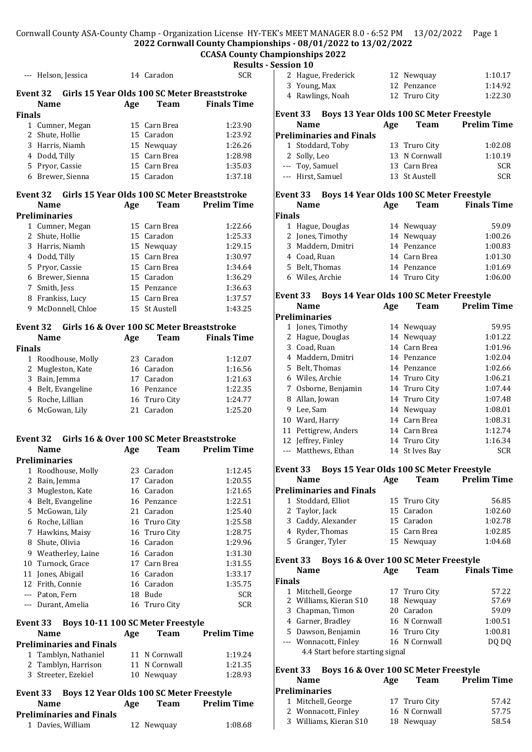## 2022 Cornwall County Championships - 08/01/2022 to 13/02/2022

### CCASA County Championships 2022

### Results - Session 10

| Name | Age | Team | |
|---|---|---|---|
| --- Helson, Jessica | 14 | Caradon | SCR |

### Event 32 Girls 15 Year Olds 100 SC Meter Breaststroke

| | Name | Age | Team | Finals Time |
|---|---|---|---|---|
| **Finals** | | | | |
| 1 | Cumner, Megan | 15 | Carn Brea | 1:23.90 |
| 2 | Shute, Hollie | 15 | Caradon | 1:23.92 |
| 3 | Harris, Niamh | 15 | Newquay | 1:26.26 |
| 4 | Dodd, Tilly | 15 | Carn Brea | 1:28.98 |
| 5 | Pryor, Cassie | 15 | Carn Brea | 1:35.03 |
| 6 | Brewer, Sienna | 15 | Caradon | 1:37.18 |

### Event 32 Girls 15 Year Olds 100 SC Meter Breaststroke

| | Name | Age | Team | Prelim Time |
|---|---|---|---|---|
| **Preliminaries** | | | | |
| 1 | Cumner, Megan | 15 | Carn Brea | 1:22.66 |
| 2 | Shute, Hollie | 15 | Caradon | 1:25.33 |
| 3 | Harris, Niamh | 15 | Newquay | 1:29.15 |
| 4 | Dodd, Tilly | 15 | Carn Brea | 1:30.97 |
| 5 | Pryor, Cassie | 15 | Carn Brea | 1:34.64 |
| 6 | Brewer, Sienna | 15 | Caradon | 1:36.29 |
| 7 | Smith, Jess | 15 | Penzance | 1:36.63 |
| 8 | Frankiss, Lucy | 15 | Carn Brea | 1:37.57 |
| 9 | McDonnell, Chloe | 15 | St Austell | 1:43.25 |

### Event 32 Girls 16 & Over 100 SC Meter Breaststroke

| | Name | Age | Team | Finals Time |
|---|---|---|---|---|
| **Finals** | | | | |
| 1 | Roodhouse, Molly | 23 | Caradon | 1:12.07 |
| 2 | Mugleston, Kate | 16 | Caradon | 1:16.56 |
| 3 | Bain, Jemma | 17 | Caradon | 1:21.63 |
| 4 | Belt, Evangeline | 16 | Penzance | 1:22.35 |
| 5 | Roche, Lillian | 16 | Truro City | 1:24.77 |
| 6 | McGowan, Lily | 21 | Caradon | 1:25.20 |

### Event 32 Girls 16 & Over 100 SC Meter Breaststroke

| | Name | Age | Team | Prelim Time |
|---|---|---|---|---|
| **Preliminaries** | | | | |
| 1 | Roodhouse, Molly | 23 | Caradon | 1:12.45 |
| 2 | Bain, Jemma | 17 | Caradon | 1:20.55 |
| 3 | Mugleston, Kate | 16 | Caradon | 1:21.65 |
| 4 | Belt, Evangeline | 16 | Penzance | 1:22.51 |
| 5 | McGowan, Lily | 21 | Caradon | 1:25.40 |
| 6 | Roche, Lillian | 16 | Truro City | 1:25.58 |
| 7 | Hawkins, Maisy | 16 | Truro City | 1:28.75 |
| 8 | Shute, Olivia | 16 | Caradon | 1:29.96 |
| 9 | Weatherley, Laine | 16 | Caradon | 1:31.30 |
| 10 | Turnock, Grace | 17 | Carn Brea | 1:31.55 |
| 11 | Jones, Abigail | 16 | Caradon | 1:33.17 |
| 12 | Frith, Connie | 16 | Caradon | 1:35.75 |
| --- | Paton, Fern | 18 | Bude | SCR |
| --- | Durant, Amelia | 16 | Truro City | SCR |

### Event 33 Boys 10-11 100 SC Meter Freestyle

| | Name | Age | Team | Prelim Time |
|---|---|---|---|---|
| **Preliminaries and Finals** | | | | |
| 1 | Tamblyn, Nathaniel | 11 | N Cornwall | 1:19.24 |
| 2 | Tamblyn, Harrison | 11 | N Cornwall | 1:21.35 |
| 3 | Streeter, Ezekiel | 10 | Newquay | 1:28.93 |

### Event 33 Boys 12 Year Olds 100 SC Meter Freestyle

| | Name | Age | Team | Prelim Time |
|---|---|---|---|---|
| **Preliminaries and Finals** | | | | |
| 1 | Davies, William | 12 | Newquay | 1:08.68 |
| 2 | Hague, Frederick | 12 | Newquay | 1:10.17 |
| 3 | Young, Max | 12 | Penzance | 1:14.92 |
| 4 | Rawlings, Noah | 12 | Truro City | 1:22.30 |

### Event 33 Boys 13 Year Olds 100 SC Meter Freestyle

| | Name | Age | Team | Prelim Time |
|---|---|---|---|---|
| **Preliminaries and Finals** | | | | |
| 1 | Stoddard, Toby | 13 | Truro City | 1:02.08 |
| 2 | Solly, Leo | 13 | N Cornwall | 1:10.19 |
| --- | Toy, Samuel | 13 | Carn Brea | SCR |
| --- | Hirst, Samuel | 13 | St Austell | SCR |

### Event 33 Boys 14 Year Olds 100 SC Meter Freestyle

| | Name | Age | Team | Finals Time |
|---|---|---|---|---|
| **Finals** | | | | |
| 1 | Hague, Douglas | 14 | Newquay | 59.09 |
| 2 | Jones, Timothy | 14 | Newquay | 1:00.26 |
| 3 | Maddern, Dmitri | 14 | Penzance | 1:00.83 |
| 4 | Coad, Ruan | 14 | Carn Brea | 1:01.30 |
| 5 | Belt, Thomas | 14 | Penzance | 1:01.69 |
| 6 | Wiles, Archie | 14 | Truro City | 1:06.00 |

### Event 33 Boys 14 Year Olds 100 SC Meter Freestyle

| | Name | Age | Team | Prelim Time |
|---|---|---|---|---|
| **Preliminaries** | | | | |
| 1 | Jones, Timothy | 14 | Newquay | 59.95 |
| 2 | Hague, Douglas | 14 | Newquay | 1:01.22 |
| 3 | Coad, Ruan | 14 | Carn Brea | 1:01.96 |
| 4 | Maddern, Dmitri | 14 | Penzance | 1:02.04 |
| 5 | Belt, Thomas | 14 | Penzance | 1:02.66 |
| 6 | Wiles, Archie | 14 | Truro City | 1:06.21 |
| 7 | Osborne, Benjamin | 14 | Truro City | 1:07.44 |
| 8 | Allan, Jowan | 14 | Truro City | 1:07.48 |
| 9 | Lee, Sam | 14 | Newquay | 1:08.01 |
| 10 | Ward, Harry | 14 | Carn Brea | 1:08.31 |
| 11 | Pettigrew, Anders | 14 | Carn Brea | 1:12.74 |
| 12 | Jeffrey, Finley | 14 | Truro City | 1:16.34 |
| --- | Matthews, Ethan | 14 | St Ives Bay | SCR |

### Event 33 Boys 15 Year Olds 100 SC Meter Freestyle

| | Name | Age | Team | Prelim Time |
|---|---|---|---|---|
| **Preliminaries and Finals** | | | | |
| 1 | Stoddard, Elliot | 15 | Truro City | 56.85 |
| 2 | Taylor, Jack | 15 | Caradon | 1:02.60 |
| 3 | Caddy, Alexander | 15 | Caradon | 1:02.78 |
| 4 | Ryder, Thomas | 15 | Carn Brea | 1:02.85 |
| 5 | Granger, Tyler | 15 | Newquay | 1:04.68 |

### Event 33 Boys 16 & Over 100 SC Meter Freestyle

| | Name | Age | Team | Finals Time |
|---|---|---|---|---|
| **Finals** | | | | |
| 1 | Mitchell, George | 17 | Truro City | 57.22 |
| 2 | Williams, Kieran S10 | 18 | Newquay | 57.69 |
| 3 | Chapman, Timon | 20 | Caradon | 59.09 |
| 4 | Garner, Bradley | 16 | N Cornwall | 1:00.51 |
| 5 | Dawson, Benjamin | 16 | Truro City | 1:00.81 |
| --- | Wonnacott, Finley | 16 | N Cornwall | DQ DQ |
| | 4.4 Start before starting signal | | | |

### Event 33 Boys 16 & Over 100 SC Meter Freestyle

| | Name | Age | Team | Prelim Time |
|---|---|---|---|---|
| **Preliminaries** | | | | |
| 1 | Mitchell, George | 17 | Truro City | 57.42 |
| 2 | Wonnacott, Finley | 16 | N Cornwall | 57.75 |
| 3 | Williams, Kieran S10 | 18 | Newquay | 58.54 |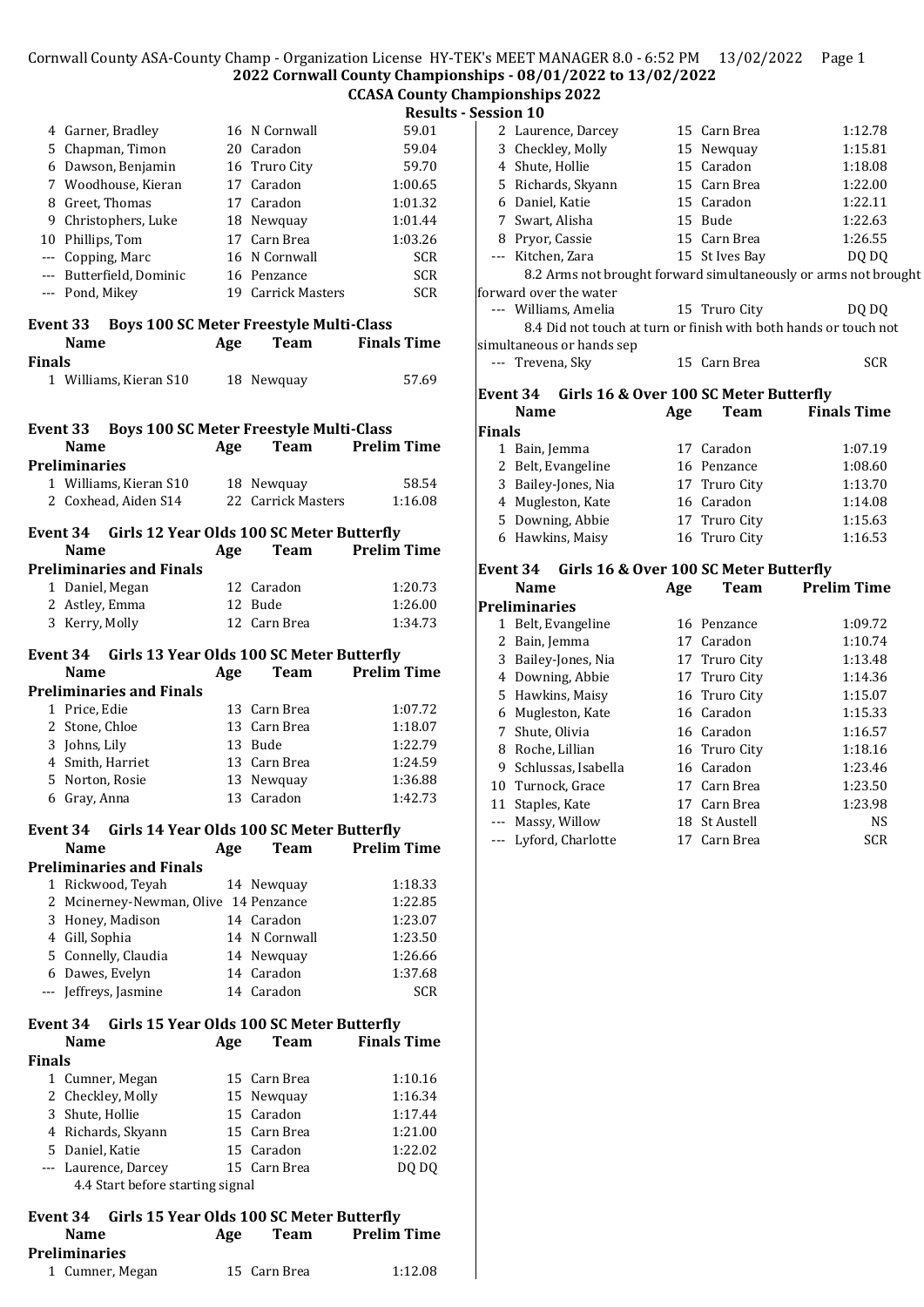## 2022 Cornwall County Championships - 08/01/2022 to 13/02/2022

### CCASA County Championships 2022

### Results - Session 10

| | Name | Age | Team | Time |
|---|---|---|---|---|
| 4 | Garner, Bradley | 16 | N Cornwall | 59.01 |
| 5 | Chapman, Timon | 20 | Caradon | 59.04 |
| 6 | Dawson, Benjamin | 16 | Truro City | 59.70 |
| 7 | Woodhouse, Kieran | 17 | Caradon | 1:00.65 |
| 8 | Greet, Thomas | 17 | Caradon | 1:01.32 |
| 9 | Christophers, Luke | 18 | Newquay | 1:01.44 |
| 10 | Phillips, Tom | 17 | Carn Brea | 1:03.26 |
| --- | Copping, Marc | 16 | N Cornwall | SCR |
| --- | Butterfield, Dominic | 16 | Penzance | SCR |
| --- | Pond, Mikey | 19 | Carrick Masters | SCR |

**Event 33 Boys 100 SC Meter Freestyle Multi-Class**

| | Name | Age | Team | Finals Time |
|---|---|---|---|---|
| **Finals** | | | | |
| 1 | Williams, Kieran S10 | 18 | Newquay | 57.69 |

**Event 33 Boys 100 SC Meter Freestyle Multi-Class**

| | Name | Age | Team | Prelim Time |
|---|---|---|---|---|
| **Preliminaries** | | | | |
| 1 | Williams, Kieran S10 | 18 | Newquay | 58.54 |
| 2 | Coxhead, Aiden S14 | 22 | Carrick Masters | 1:16.08 |

**Event 34 Girls 12 Year Olds 100 SC Meter Butterfly**

| | Name | Age | Team | Prelim Time |
|---|---|---|---|---|
| **Preliminaries and Finals** | | | | |
| 1 | Daniel, Megan | 12 | Caradon | 1:20.73 |
| 2 | Astley, Emma | 12 | Bude | 1:26.00 |
| 3 | Kerry, Molly | 12 | Carn Brea | 1:34.73 |

**Event 34 Girls 13 Year Olds 100 SC Meter Butterfly**

| | Name | Age | Team | Prelim Time |
|---|---|---|---|---|
| **Preliminaries and Finals** | | | | |
| 1 | Price, Edie | 13 | Carn Brea | 1:07.72 |
| 2 | Stone, Chloe | 13 | Carn Brea | 1:18.07 |
| 3 | Johns, Lily | 13 | Bude | 1:22.79 |
| 4 | Smith, Harriet | 13 | Carn Brea | 1:24.59 |
| 5 | Norton, Rosie | 13 | Newquay | 1:36.88 |
| 6 | Gray, Anna | 13 | Caradon | 1:42.73 |

**Event 34 Girls 14 Year Olds 100 SC Meter Butterfly**

| | Name | Age | Team | Prelim Time |
|---|---|---|---|---|
| **Preliminaries and Finals** | | | | |
| 1 | Rickwood, Teyah | 14 | Newquay | 1:18.33 |
| 2 | Mcinerney-Newman, Olive | 14 | Penzance | 1:22.85 |
| 3 | Honey, Madison | 14 | Caradon | 1:23.07 |
| 4 | Gill, Sophia | 14 | N Cornwall | 1:23.50 |
| 5 | Connelly, Claudia | 14 | Newquay | 1:26.66 |
| 6 | Dawes, Evelyn | 14 | Caradon | 1:37.68 |
| --- | Jeffreys, Jasmine | 14 | Caradon | SCR |

**Event 34 Girls 15 Year Olds 100 SC Meter Butterfly**

| | Name | Age | Team | Finals Time |
|---|---|---|---|---|
| **Finals** | | | | |
| 1 | Cumner, Megan | 15 | Carn Brea | 1:10.16 |
| 2 | Checkley, Molly | 15 | Newquay | 1:16.34 |
| 3 | Shute, Hollie | 15 | Caradon | 1:17.44 |
| 4 | Richards, Skyann | 15 | Carn Brea | 1:21.00 |
| 5 | Daniel, Katie | 15 | Caradon | 1:22.02 |
| --- | Laurence, Darcey | 15 | Carn Brea | DQ DQ |
| | 4.4 Start before starting signal | | | |

**Event 34 Girls 15 Year Olds 100 SC Meter Butterfly**

| | Name | Age | Team | Prelim Time |
|---|---|---|---|---|
| **Preliminaries** | | | | |
| 1 | Cumner, Megan | 15 | Carn Brea | 1:12.08 |
| 2 | Laurence, Darcey | 15 | Carn Brea | 1:12.78 |
| 3 | Checkley, Molly | 15 | Newquay | 1:15.81 |
| 4 | Shute, Hollie | 15 | Caradon | 1:18.08 |
| 5 | Richards, Skyann | 15 | Carn Brea | 1:22.00 |
| 6 | Daniel, Katie | 15 | Caradon | 1:22.11 |
| 7 | Swart, Alisha | 15 | Bude | 1:22.63 |
| 8 | Pryor, Cassie | 15 | Carn Brea | 1:26.55 |
| --- | Kitchen, Zara | 15 | St Ives Bay | DQ DQ |
| | 8.2 Arms not brought forward simultaneously or arms not brought forward over the water | | | |
| --- | Williams, Amelia | 15 | Truro City | DQ DQ |
| | 8.4 Did not touch at turn or finish with both hands or touch not simultaneous or hands sep | | | |
| --- | Trevena, Sky | 15 | Carn Brea | SCR |

**Event 34 Girls 16 & Over 100 SC Meter Butterfly**

| | Name | Age | Team | Finals Time |
|---|---|---|---|---|
| **Finals** | | | | |
| 1 | Bain, Jemma | 17 | Caradon | 1:07.19 |
| 2 | Belt, Evangeline | 16 | Penzance | 1:08.60 |
| 3 | Bailey-Jones, Nia | 17 | Truro City | 1:13.70 |
| 4 | Mugleston, Kate | 16 | Caradon | 1:14.08 |
| 5 | Downing, Abbie | 17 | Truro City | 1:15.63 |
| 6 | Hawkins, Maisy | 16 | Truro City | 1:16.53 |

**Event 34 Girls 16 & Over 100 SC Meter Butterfly**

| | Name | Age | Team | Prelim Time |
|---|---|---|---|---|
| **Preliminaries** | | | | |
| 1 | Belt, Evangeline | 16 | Penzance | 1:09.72 |
| 2 | Bain, Jemma | 17 | Caradon | 1:10.74 |
| 3 | Bailey-Jones, Nia | 17 | Truro City | 1:13.48 |
| 4 | Downing, Abbie | 17 | Truro City | 1:14.36 |
| 5 | Hawkins, Maisy | 16 | Truro City | 1:15.07 |
| 6 | Mugleston, Kate | 16 | Caradon | 1:15.33 |
| 7 | Shute, Olivia | 16 | Caradon | 1:16.57 |
| 8 | Roche, Lillian | 16 | Truro City | 1:18.16 |
| 9 | Schlussas, Isabella | 16 | Caradon | 1:23.46 |
| 10 | Turnock, Grace | 17 | Carn Brea | 1:23.50 |
| 11 | Staples, Kate | 17 | Carn Brea | 1:23.98 |
| --- | Massy, Willow | 18 | St Austell | NS |
| --- | Lyford, Charlotte | 17 | Carn Brea | SCR |